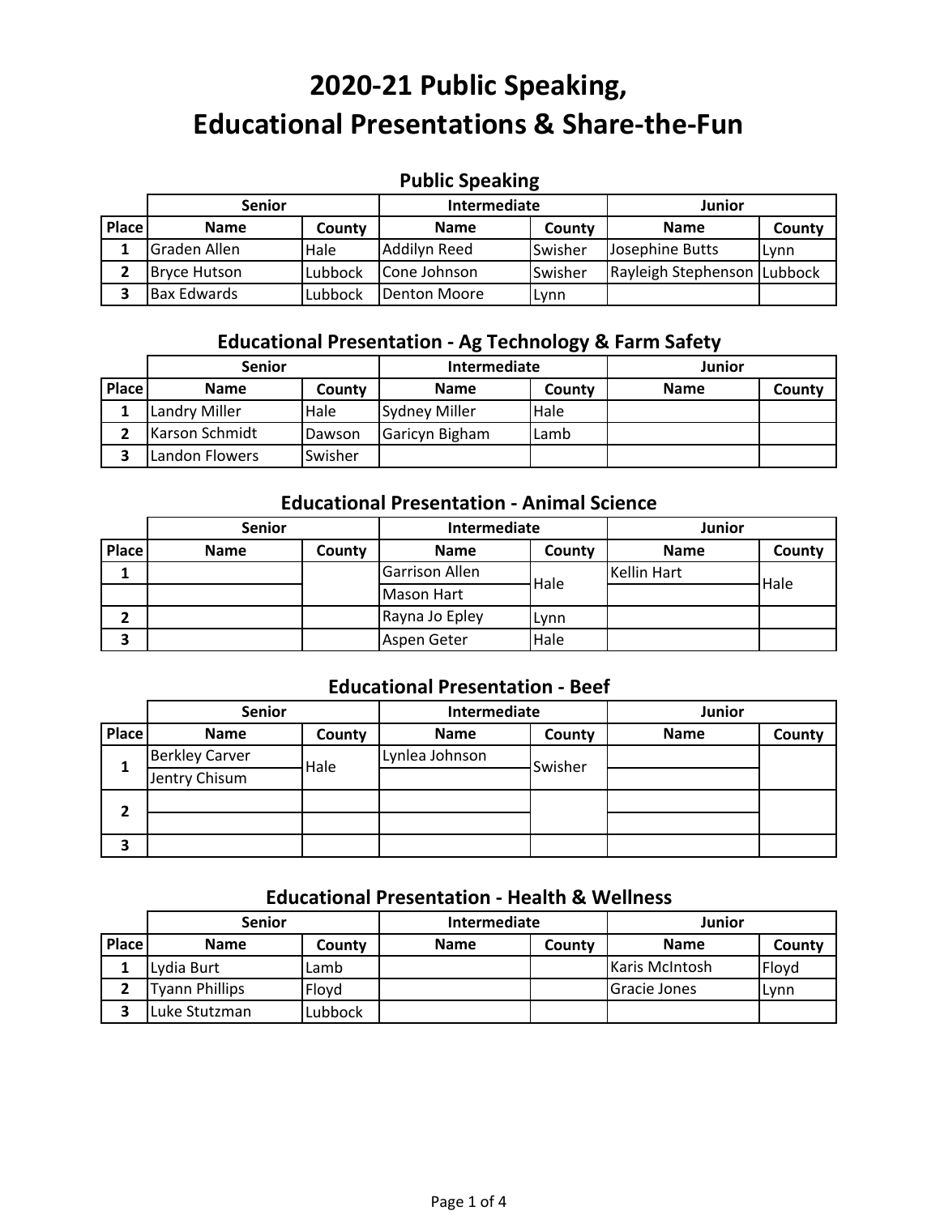# 2020-21 Public Speaking, Educational Presentations & Share-the-Fun

## Public Speaking

| | Senior | | Intermediate | | Junior | |
|---|---|---|---|---|---|---|
| Place | Name | County | Name | County | Name | County |
| 1 | Graden Allen | Hale | Addilyn Reed | Swisher | Josephine Butts | Lynn |
| 2 | Bryce Hutson | Lubbock | Cone Johnson | Swisher | Rayleigh Stephenson | Lubbock |
| 3 | Bax Edwards | Lubbock | Denton Moore | Lynn | | |

## Educational Presentation - Ag Technology & Farm Safety

| | Senior | | Intermediate | | Junior | |
|---|---|---|---|---|---|---|
| Place | Name | County | Name | County | Name | County |
| 1 | Landry Miller | Hale | Sydney Miller | Hale | | |
| 2 | Karson Schmidt | Dawson | Garicyn Bigham | Lamb | | |
| 3 | Landon Flowers | Swisher | | | | |

## Educational Presentation - Animal Science

| | Senior | | Intermediate | | Junior | |
|---|---|---|---|---|---|---|
| Place | Name | County | Name | County | Name | County |
| 1 | | | Garrison Allen | Hale | Kellin Hart | Hale |
| | | | Mason Hart | | | |
| 2 | | | Rayna Jo Epley | Lynn | | |
| 3 | | | Aspen Geter | Hale | | |

## Educational Presentation - Beef

| | Senior | | Intermediate | | Junior | |
|---|---|---|---|---|---|---|
| Place | Name | County | Name | County | Name | County |
| 1 | Berkley Carver | Hale | Lynlea Johnson | Swisher | | |
| | Jentry Chisum | | | | | |
| 2 | | | | | | |
| | | | | | | |
| 3 | | | | | | |

## Educational Presentation - Health & Wellness

| | Senior | | Intermediate | | Junior | |
|---|---|---|---|---|---|---|
| Place | Name | County | Name | County | Name | County |
| 1 | Lydia Burt | Lamb | | | Karis McIntosh | Floyd |
| 2 | Tyann Phillips | Floyd | | | Gracie Jones | Lynn |
| 3 | Luke Stutzman | Lubbock | | | | |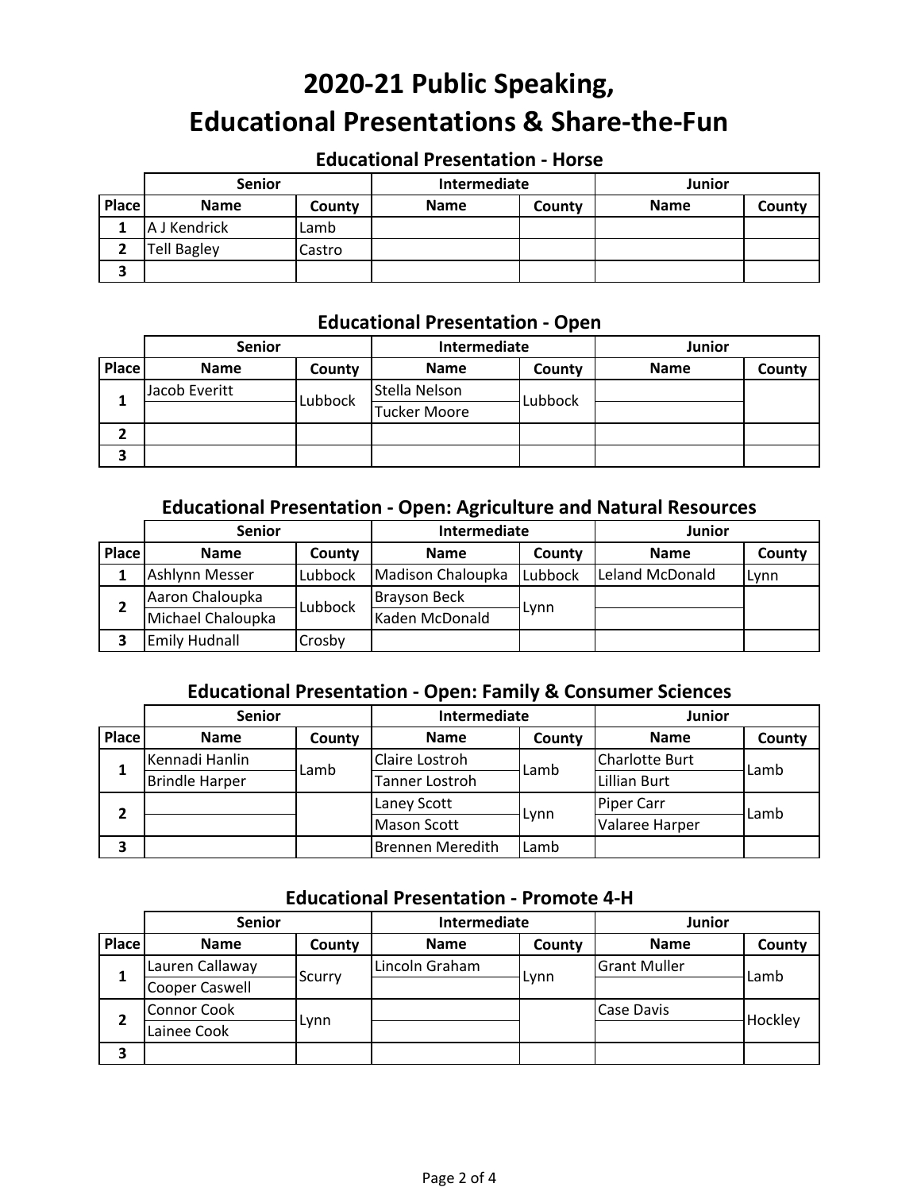# 2020-21 Public Speaking, Educational Presentations & Share-the-Fun

### Educational Presentation - Horse

| | Senior | | Intermediate | | Junior | |
|---|---|---|---|---|---|---|
| **Place** | **Name** | **County** | **Name** | **County** | **Name** | **County** |
| 1 | A J Kendrick | Lamb | | | | |
| 2 | Tell Bagley | Castro | | | | |
| 3 | | | | | | |

### Educational Presentation - Open

| | Senior | | Intermediate | | Junior | |
|---|---|---|---|---|---|---|
| **Place** | **Name** | **County** | **Name** | **County** | **Name** | **County** |
| 1 | Jacob Everitt | Lubbock | Stella Nelson | Lubbock | | |
| | | | Tucker Moore | | | |
| 2 | | | | | | |
| 3 | | | | | | |

### Educational Presentation - Open: Agriculture and Natural Resources

| | Senior | | Intermediate | | Junior | |
|---|---|---|---|---|---|---|
| **Place** | **Name** | **County** | **Name** | **County** | **Name** | **County** |
| 1 | Ashlynn Messer | Lubbock | Madison Chaloupka | Lubbock | Leland McDonald | Lynn |
| 2 | Aaron Chaloupka | Lubbock | Brayson Beck | Lynn | | |
| | Michael Chaloupka | | Kaden McDonald | | | |
| 3 | Emily Hudnall | Crosby | | | | |

### Educational Presentation - Open: Family & Consumer Sciences

| | Senior | | Intermediate | | Junior | |
|---|---|---|---|---|---|---|
| **Place** | **Name** | **County** | **Name** | **County** | **Name** | **County** |
| 1 | Kennadi Hanlin | Lamb | Claire Lostroh | Lamb | Charlotte Burt | Lamb |
| | Brindle Harper | | Tanner Lostroh | | Lillian Burt | |
| 2 | | | Laney Scott | Lynn | Piper Carr | Lamb |
| | | | Mason Scott | | Valaree Harper | |
| 3 | | | Brennen Meredith | Lamb | | |

### Educational Presentation - Promote 4-H

| | Senior | | Intermediate | | Junior | |
|---|---|---|---|---|---|---|
| **Place** | **Name** | **County** | **Name** | **County** | **Name** | **County** |
| 1 | Lauren Callaway | Scurry | Lincoln Graham | Lynn | Grant Muller | Lamb |
| | Cooper Caswell | | | | | |
| 2 | Connor Cook | Lynn | | | Case Davis | Hockley |
| | Lainee Cook | | | | | |
| 3 | | | | | | |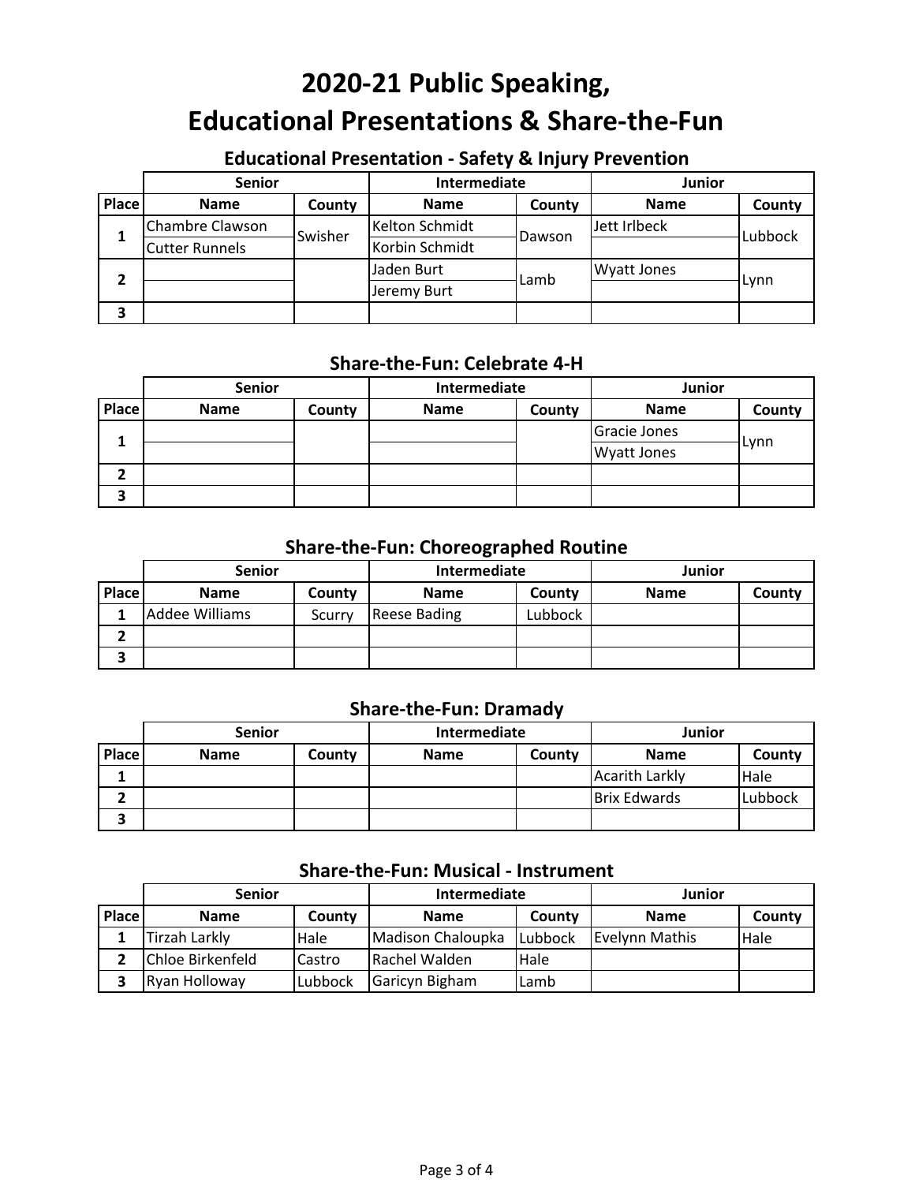# 2020-21 Public Speaking, Educational Presentations & Share-the-Fun

## Educational Presentation - Safety & Injury Prevention

| | Senior | | Intermediate | | Junior | |
|---|---|---|---|---|---|---|
| **Place** | **Name** | **County** | **Name** | **County** | **Name** | **County** |
| 1 | Chambre Clawson | Swisher | Kelton Schmidt | Dawson | Jett Irlbeck | Lubbock |
| | Cutter Runnels | | Korbin Schmidt | | | |
| 2 | | | Jaden Burt | Lamb | Wyatt Jones | Lynn |
| | | | Jeremy Burt | | | |
| 3 | | | | | | |

## Share-the-Fun: Celebrate 4-H

| | Senior | | Intermediate | | Junior | |
|---|---|---|---|---|---|---|
| **Place** | **Name** | **County** | **Name** | **County** | **Name** | **County** |
| 1 | | | | | Gracie Jones | Lynn |
| | | | | | Wyatt Jones | |
| 2 | | | | | | |
| 3 | | | | | | |

## Share-the-Fun: Choreographed Routine

| | Senior | | Intermediate | | Junior | |
|---|---|---|---|---|---|---|
| **Place** | **Name** | **County** | **Name** | **County** | **Name** | **County** |
| 1 | Addee Williams | Scurry | Reese Bading | Lubbock | | |
| 2 | | | | | | |
| 3 | | | | | | |

## Share-the-Fun: Dramady

| | Senior | | Intermediate | | Junior | |
|---|---|---|---|---|---|---|
| **Place** | **Name** | **County** | **Name** | **County** | **Name** | **County** |
| 1 | | | | | Acarith Larkly | Hale |
| 2 | | | | | Brix Edwards | Lubbock |
| 3 | | | | | | |

## Share-the-Fun: Musical - Instrument

| | Senior | | Intermediate | | Junior | |
|---|---|---|---|---|---|---|
| **Place** | **Name** | **County** | **Name** | **County** | **Name** | **County** |
| 1 | Tirzah Larkly | Hale | Madison Chaloupka | Lubbock | Evelynn Mathis | Hale |
| 2 | Chloe Birkenfeld | Castro | Rachel Walden | Hale | | |
| 3 | Ryan Holloway | Lubbock | Garicyn Bigham | Lamb | | |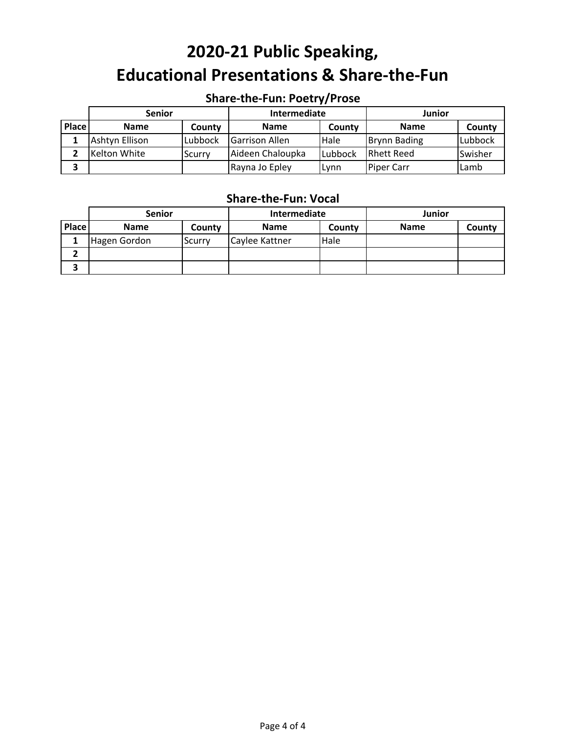# 2020-21 Public Speaking, Educational Presentations & Share-the-Fun

## Share-the-Fun: Poetry/Prose

| | Senior | | Intermediate | | Junior | |
|---|---|---|---|---|---|---|
| **Place** | **Name** | **County** | **Name** | **County** | **Name** | **County** |
| **1** | Ashtyn Ellison | Lubbock | Garrison Allen | Hale | Brynn Bading | Lubbock |
| **2** | Kelton White | Scurry | Aideen Chaloupka | Lubbock | Rhett Reed | Swisher |
| **3** | | | Rayna Jo Epley | Lynn | Piper Carr | Lamb |

## Share-the-Fun: Vocal

| | Senior | | Intermediate | | Junior | |
|---|---|---|---|---|---|---|
| **Place** | **Name** | **County** | **Name** | **County** | **Name** | **County** |
| **1** | Hagen Gordon | Scurry | Caylee Kattner | Hale | | |
| **2** | | | | | | |
| **3** | | | | | | |